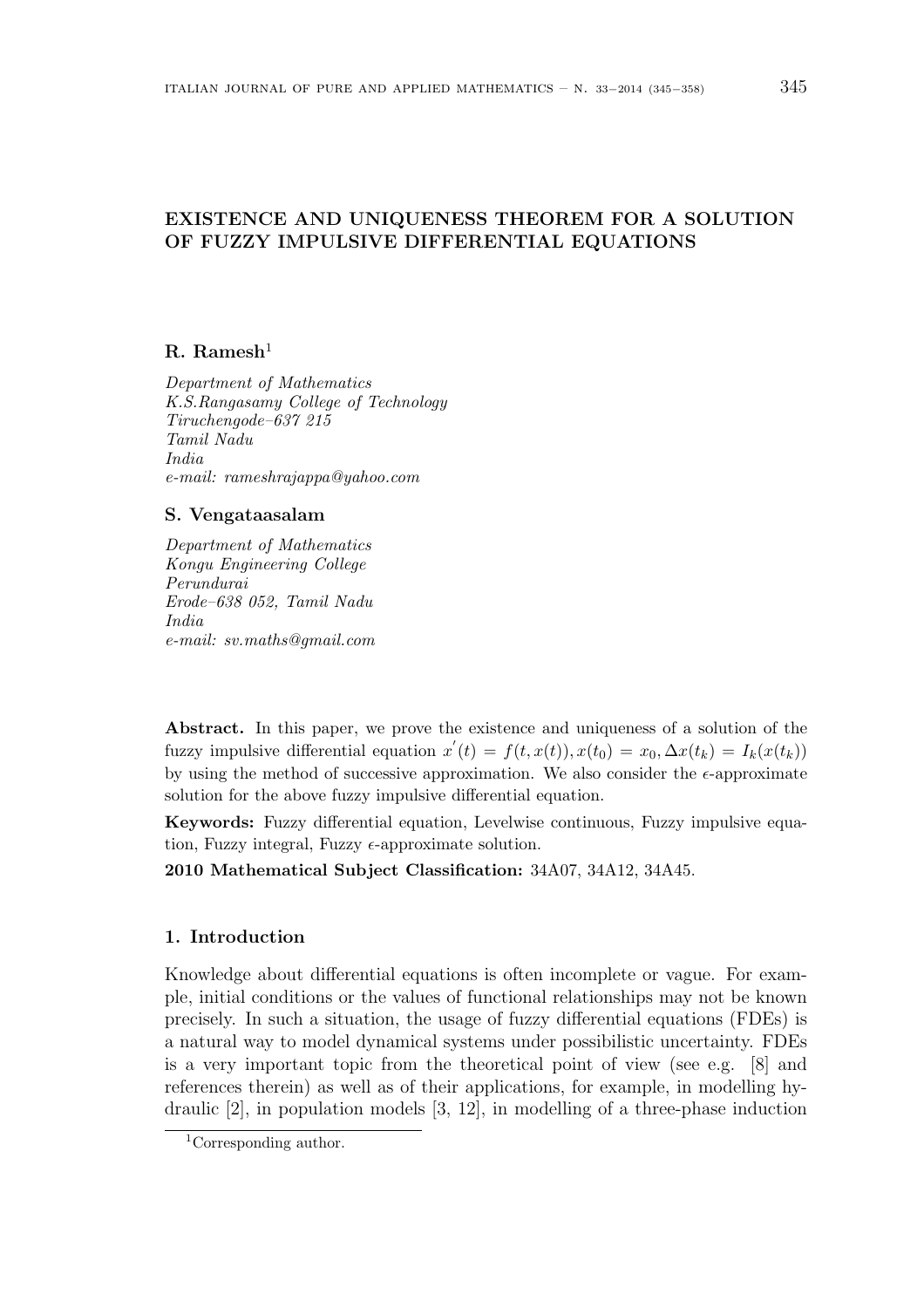# EXISTENCE AND UNIQUENESS THEOREM FOR A SOLUTION OF FUZZY IMPULSIVE DIFFERENTIAL EQUATIONS

**R. Ramesh**[1]

*Department of Mathematics*
*K.S.Rangasamy College of Technology*
*Tiruchengode–637 215*
*Tamil Nadu*
*India*
*e-mail: rameshrajappa@yahoo.com*

**S. Vengataasalam**

*Department of Mathematics*
*Kongu Engineering College*
*Perundurai*
*Erode–638 052, Tamil Nadu*
*India*
*e-mail: sv.maths@gmail.com*

**Abstract.** In this paper, we prove the existence and uniqueness of a solution of the fuzzy impulsive differential equation $x^{'}(t) = f(t, x(t)), x(t_0) = x_0, \Delta x(t_k) = I_k(x(t_k))$ by using the method of successive approximation. We also consider the $\epsilon$-approximate solution for the above fuzzy impulsive differential equation.

**Keywords:** Fuzzy differential equation, Levelwise continuous, Fuzzy impulsive equation, Fuzzy integral, Fuzzy $\epsilon$-approximate solution.

**2010 Mathematical Subject Classification:** 34A07, 34A12, 34A45.

## 1. Introduction

Knowledge about differential equations is often incomplete or vague. For example, initial conditions or the values of functional relationships may not be known precisely. In such a situation, the usage of fuzzy differential equations (FDEs) is a natural way to model dynamical systems under possibilistic uncertainty. FDEs is a very important topic from the theoretical point of view (see e.g. [8] and references therein) as well as of their applications, for example, in modelling hydraulic [2], in population models [3, 12], in modelling of a three-phase induction

[1] Corresponding author.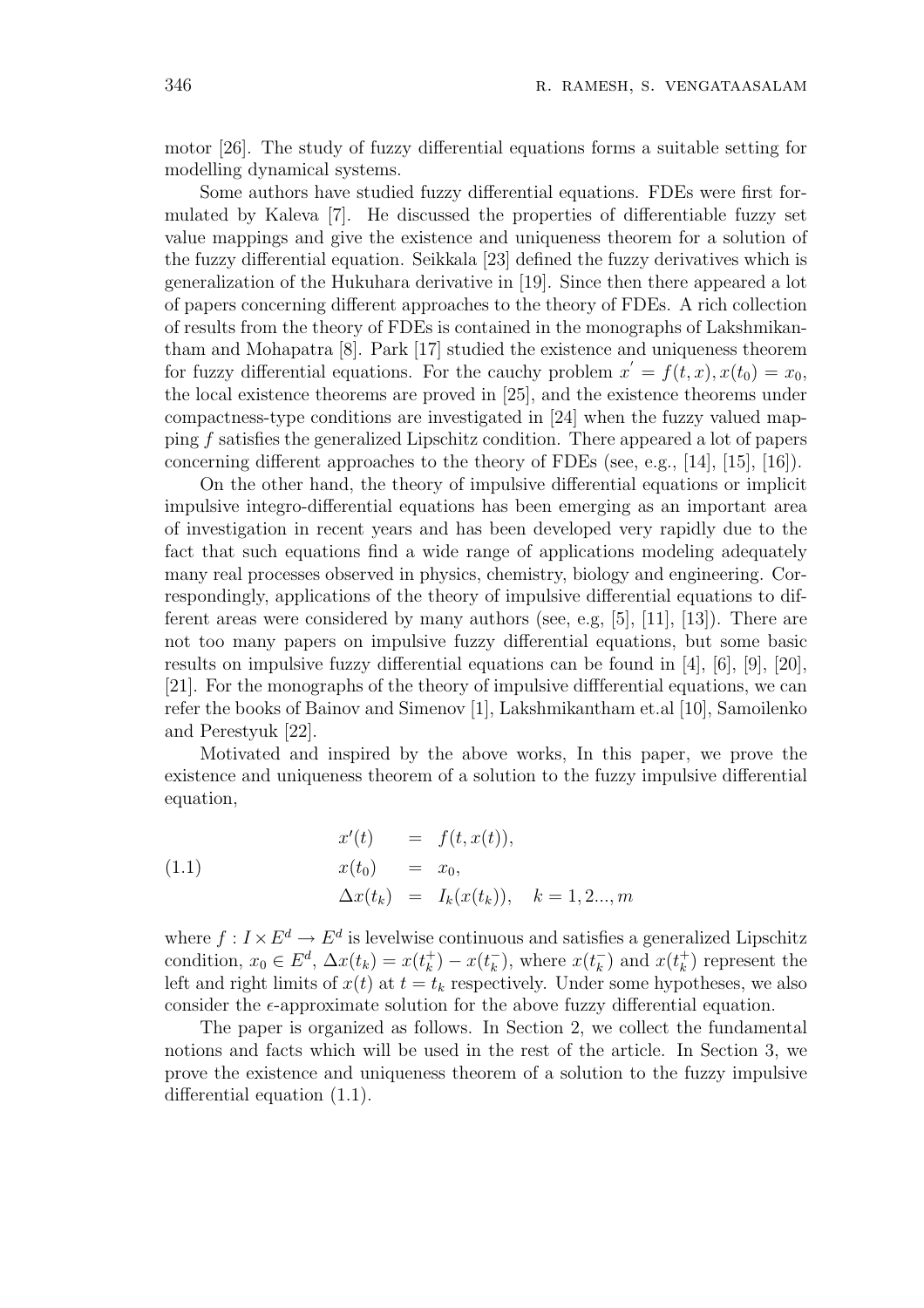motor [26]. The study of fuzzy differential equations forms a suitable setting for modelling dynamical systems.

Some authors have studied fuzzy differential equations. FDEs were first formulated by Kaleva [7]. He discussed the properties of differentiable fuzzy set value mappings and give the existence and uniqueness theorem for a solution of the fuzzy differential equation. Seikkala [23] defined the fuzzy derivatives which is generalization of the Hukuhara derivative in [19]. Since then there appeared a lot of papers concerning different approaches to the theory of FDEs. A rich collection of results from the theory of FDEs is contained in the monographs of Lakshmikantham and Mohapatra [8]. Park [17] studied the existence and uniqueness theorem for fuzzy differential equations. For the cauchy problem $x^{'} = f(t, x), x(t_0) = x_0$, the local existence theorems are proved in [25], and the existence theorems under compactness-type conditions are investigated in [24] when the fuzzy valued mapping $f$ satisfies the generalized Lipschitz condition. There appeared a lot of papers concerning different approaches to the theory of FDEs (see, e.g., [14], [15], [16]).

On the other hand, the theory of impulsive differential equations or implicit impulsive integro-differential equations has been emerging as an important area of investigation in recent years and has been developed very rapidly due to the fact that such equations find a wide range of applications modeling adequately many real processes observed in physics, chemistry, biology and engineering. Correspondingly, applications of the theory of impulsive differential equations to different areas were considered by many authors (see, e.g, [5], [11], [13]). There are not too many papers on impulsive fuzzy differential equations, but some basic results on impulsive fuzzy differential equations can be found in [4], [6], [9], [20], [21]. For the monographs of the theory of impulsive diffferential equations, we can refer the books of Bainov and Simenov [1], Lakshmikantham et.al [10], Samoilenko and Perestyuk [22].

Motivated and inspired by the above works, In this paper, we prove the existence and uniqueness theorem of a solution to the fuzzy impulsive differential equation,

$$
\begin{aligned}
x'(t) &= f(t, x(t)), \\
x(t_0) &= x_0, \\
\Delta x(t_k) &= I_k(x(t_k)), \quad k = 1, 2..., m
\end{aligned}
\tag{1.1}
$$

where $f : I \times E^d \to E^d$ is levelwise continuous and satisfies a generalized Lipschitz condition, $x_0 \in E^d$, $\Delta x(t_k) = x(t_k^+) - x(t_k^-)$, where $x(t_k^-)$ and $x(t_k^+)$ represent the left and right limits of $x(t)$ at $t = t_k$ respectively. Under some hypotheses, we also consider the $\epsilon$-approximate solution for the above fuzzy differential equation.

The paper is organized as follows. In Section 2, we collect the fundamental notions and facts which will be used in the rest of the article. In Section 3, we prove the existence and uniqueness theorem of a solution to the fuzzy impulsive differential equation (1.1).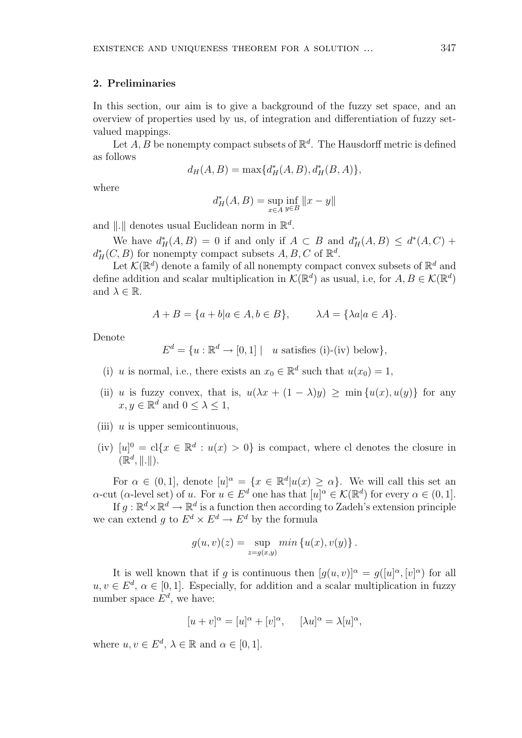## 2. Preliminaries

In this section, our aim is to give a background of the fuzzy set space, and an overview of properties used by us, of integration and differentiation of fuzzy set-valued mappings.

Let $A, B$ be nonempty compact subsets of $\mathbb{R}^d$. The Hausdorff metric is defined as follows

$$d_H(A, B) = \max\{d_H^*(A, B), d_H^*(B, A)\},$$

where

$$d_H^*(A, B) = \sup_{x \in A} \inf_{y \in B} \|x - y\|$$

and $\|.\|$ denotes usual Euclidean norm in $\mathbb{R}^d$.

We have $d_H^*(A, B) = 0$ if and only if $A \subset B$ and $d_H^*(A, B) \leq d^*(A, C) + d_H^*(C, B)$ for nonempty compact subsets $A, B, C$ of $\mathbb{R}^d$.

Let $\mathcal{K}(\mathbb{R}^d)$ denote a family of all nonempty compact convex subsets of $\mathbb{R}^d$ and define addition and scalar multiplication in $\mathcal{K}(\mathbb{R}^d)$ as usual, i.e, for $A, B \in \mathcal{K}(\mathbb{R}^d)$ and $\lambda \in \mathbb{R}$.

$$A + B = \{a + b | a \in A, b \in B\}, \qquad \lambda A = \{\lambda a | a \in A\}.$$

Denote

$$E^d = \{u : \mathbb{R}^d \to [0, 1] \mid \quad u \text{ satisfies (i)-(iv) below}\},$$

(i) $u$ is normal, i.e., there exists an $x_0 \in \mathbb{R}^d$ such that $u(x_0) = 1$,

(ii) $u$ is fuzzy convex, that is, $u(\lambda x + (1 - \lambda)y) \geq \min\{u(x), u(y)\}$ for any $x, y \in \mathbb{R}^d$ and $0 \leq \lambda \leq 1$,

(iii) $u$ is upper semicontinuous,

(iv) $[u]^0 = \text{cl}\{x \in \mathbb{R}^d : u(x) > 0\}$ is compact, where cl denotes the closure in $(\mathbb{R}^d, \|.\|)$.

For $\alpha \in (0, 1]$, denote $[u]^\alpha = \{x \in \mathbb{R}^d | u(x) \geq \alpha\}$. We will call this set an $\alpha$-cut ($\alpha$-level set) of $u$. For $u \in E^d$ one has that $[u]^\alpha \in \mathcal{K}(\mathbb{R}^d)$ for every $\alpha \in (0, 1]$.

If $g : \mathbb{R}^d \times \mathbb{R}^d \to \mathbb{R}^d$ is a function then according to Zadeh's extension principle we can extend $g$ to $E^d \times E^d \to E^d$ by the formula

$$g(u, v)(z) = \sup_{z = g(x,y)} min\{u(x), v(y)\}.$$

It is well known that if $g$ is continuous then $[g(u, v)]^\alpha = g([u]^\alpha, [v]^\alpha)$ for all $u, v \in E^d$, $\alpha \in [0, 1]$. Especially, for addition and a scalar multiplication in fuzzy number space $E^d$, we have:

$$[u + v]^\alpha = [u]^\alpha + [v]^\alpha, \qquad [\lambda u]^\alpha = \lambda[u]^\alpha,$$

where $u, v \in E^d$, $\lambda \in \mathbb{R}$ and $\alpha \in [0, 1]$.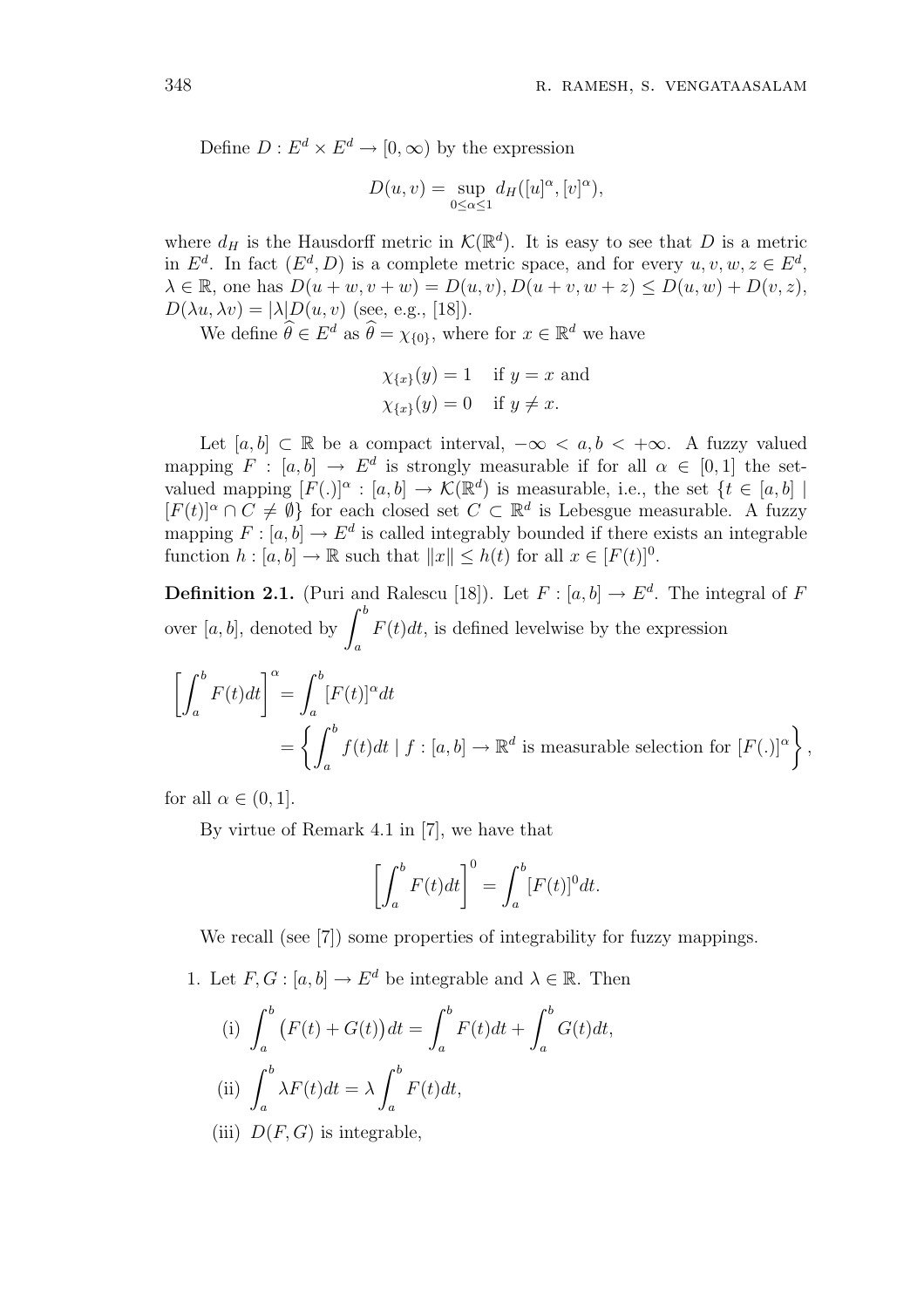Define $D : E^d \times E^d \to [0, \infty)$ by the expression

$$D(u, v) = \sup_{0 \leq \alpha \leq 1} d_H([u]^\alpha, [v]^\alpha),$$

where $d_H$ is the Hausdorff metric in $\mathcal{K}(\mathbb{R}^d)$. It is easy to see that $D$ is a metric in $E^d$. In fact $(E^d, D)$ is a complete metric space, and for every $u, v, w, z \in E^d$, $\lambda \in \mathbb{R}$, one has $D(u + w, v + w) = D(u, v), D(u + v, w + z) \leq D(u, w) + D(v, z)$, $D(\lambda u, \lambda v) = |\lambda| D(u, v)$ (see, e.g., [18]).

We define $\widehat{\theta} \in E^d$ as $\widehat{\theta} = \chi_{\{0\}}$, where for $x \in \mathbb{R}^d$ we have

$$\chi_{\{x\}}(y) = 1 \quad \text{if } y = x \text{ and}$$
$$\chi_{\{x\}}(y) = 0 \quad \text{if } y \neq x.$$

Let $[a, b] \subset \mathbb{R}$ be a compact interval, $-\infty < a, b < +\infty$. A fuzzy valued mapping $F : [a, b] \to E^d$ is strongly measurable if for all $\alpha \in [0, 1]$ the set-valued mapping $[F(.)]^\alpha : [a, b] \to \mathcal{K}(\mathbb{R}^d)$ is measurable, i.e., the set $\{t \in [a, b] \mid [F(t)]^\alpha \cap C \neq \emptyset\}$ for each closed set $C \subset \mathbb{R}^d$ is Lebesgue measurable. A fuzzy mapping $F : [a, b] \to E^d$ is called integrably bounded if there exists an integrable function $h : [a, b] \to \mathbb{R}$ such that $\|x\| \leq h(t)$ for all $x \in [F(t)]^0$.

**Definition 2.1.** (Puri and Ralescu [18]). Let $F : [a, b] \to E^d$. The integral of $F$ over $[a, b]$, denoted by $\displaystyle\int_a^b F(t)dt$, is defined levelwise by the expression

$$\left[\int_a^b F(t)dt\right]^\alpha = \int_a^b [F(t)]^\alpha dt = \left\{ \int_a^b f(t)dt \mid f : [a, b] \to \mathbb{R}^d \text{ is measurable selection for } [F(.)]^\alpha \right\},$$

for all $\alpha \in (0, 1]$.

By virtue of Remark 4.1 in [7], we have that

$$\left[\int_a^b F(t)dt\right]^0 = \int_a^b [F(t)]^0 dt.$$

We recall (see [7]) some properties of integrability for fuzzy mappings.

1. Let $F, G : [a, b] \to E^d$ be integrable and $\lambda \in \mathbb{R}$. Then
   - (i) $\displaystyle\int_a^b \big(F(t) + G(t)\big)dt = \int_a^b F(t)dt + \int_a^b G(t)dt$,
   - (ii) $\displaystyle\int_a^b \lambda F(t)dt = \lambda \int_a^b F(t)dt$,
   - (iii) $D(F, G)$ is integrable,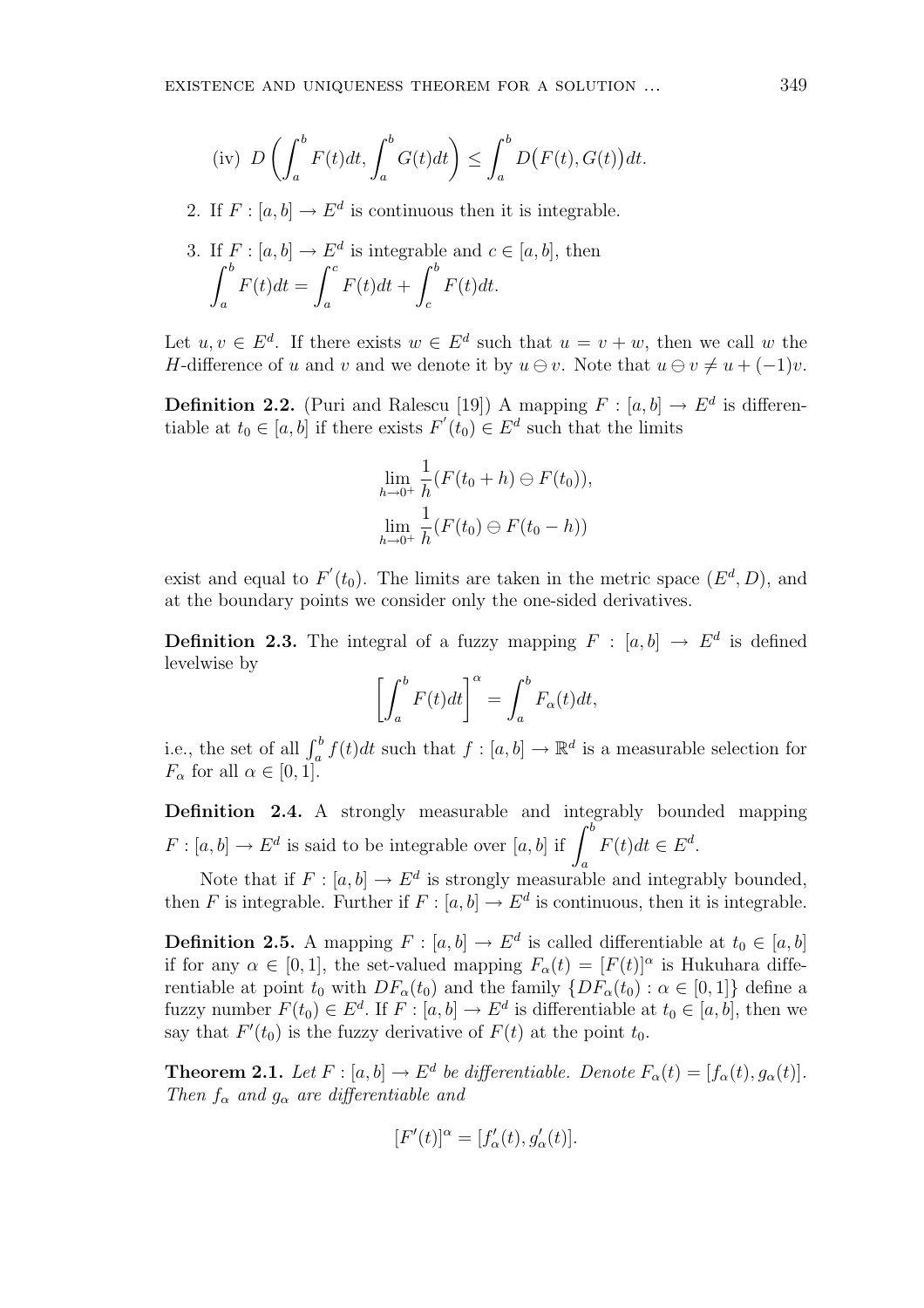(iv) $D\left(\int_a^b F(t)dt, \int_a^b G(t)dt\right) \leq \int_a^b D\big(F(t), G(t)\big)dt.$

2. If $F : [a,b] \to E^d$ is continuous then it is integrable.

3. If $F : [a,b] \to E^d$ is integrable and $c \in [a,b]$, then $\displaystyle\int_a^b F(t)dt = \int_a^c F(t)dt + \int_c^b F(t)dt.$

Let $u, v \in E^d$. If there exists $w \in E^d$ such that $u = v + w$, then we call $w$ the $H$-difference of $u$ and $v$ and we denote it by $u \ominus v$. Note that $u \ominus v \neq u + (-1)v$.

**Definition 2.2.** (Puri and Ralescu [19]) A mapping $F : [a,b] \to E^d$ is differentiable at $t_0 \in [a,b]$ if there exists $F^{'}(t_0) \in E^d$ such that the limits

$$\lim_{h\to 0^+} \frac{1}{h}(F(t_0+h) \ominus F(t_0)),$$
$$\lim_{h\to 0^+} \frac{1}{h}(F(t_0) \ominus F(t_0-h))$$

exist and equal to $F^{'}(t_0)$. The limits are taken in the metric space $(E^d, D)$, and at the boundary points we consider only the one-sided derivatives.

**Definition 2.3.** The integral of a fuzzy mapping $F : [a,b] \to E^d$ is defined levelwise by

$$\left[\int_a^b F(t)dt\right]^\alpha = \int_a^b F_\alpha(t)dt,$$

i.e., the set of all $\int_a^b f(t)dt$ such that $f : [a,b] \to \mathbb{R}^d$ is a measurable selection for $F_\alpha$ for all $\alpha \in [0,1]$.

**Definition 2.4.** A strongly measurable and integrably bounded mapping $F : [a,b] \to E^d$ is said to be integrable over $[a,b]$ if $\displaystyle\int_a^b F(t)dt \in E^d$.

Note that if $F : [a,b] \to E^d$ is strongly measurable and integrably bounded, then $F$ is integrable. Further if $F : [a,b] \to E^d$ is continuous, then it is integrable.

**Definition 2.5.** A mapping $F : [a,b] \to E^d$ is called differentiable at $t_0 \in [a,b]$ if for any $\alpha \in [0,1]$, the set-valued mapping $F_\alpha(t) = [F(t)]^\alpha$ is Hukuhara differentiable at point $t_0$ with $DF_\alpha(t_0)$ and the family $\{DF_\alpha(t_0) : \alpha \in [0,1]\}$ define a fuzzy number $F(t_0) \in E^d$. If $F : [a,b] \to E^d$ is differentiable at $t_0 \in [a,b]$, then we say that $F'(t_0)$ is the fuzzy derivative of $F(t)$ at the point $t_0$.

**Theorem 2.1.** *Let $F : [a,b] \to E^d$ be differentiable. Denote $F_\alpha(t) = [f_\alpha(t), g_\alpha(t)]$. Then $f_\alpha$ and $g_\alpha$ are differentiable and*

$$[F'(t)]^\alpha = [f'_\alpha(t), g'_\alpha(t)].$$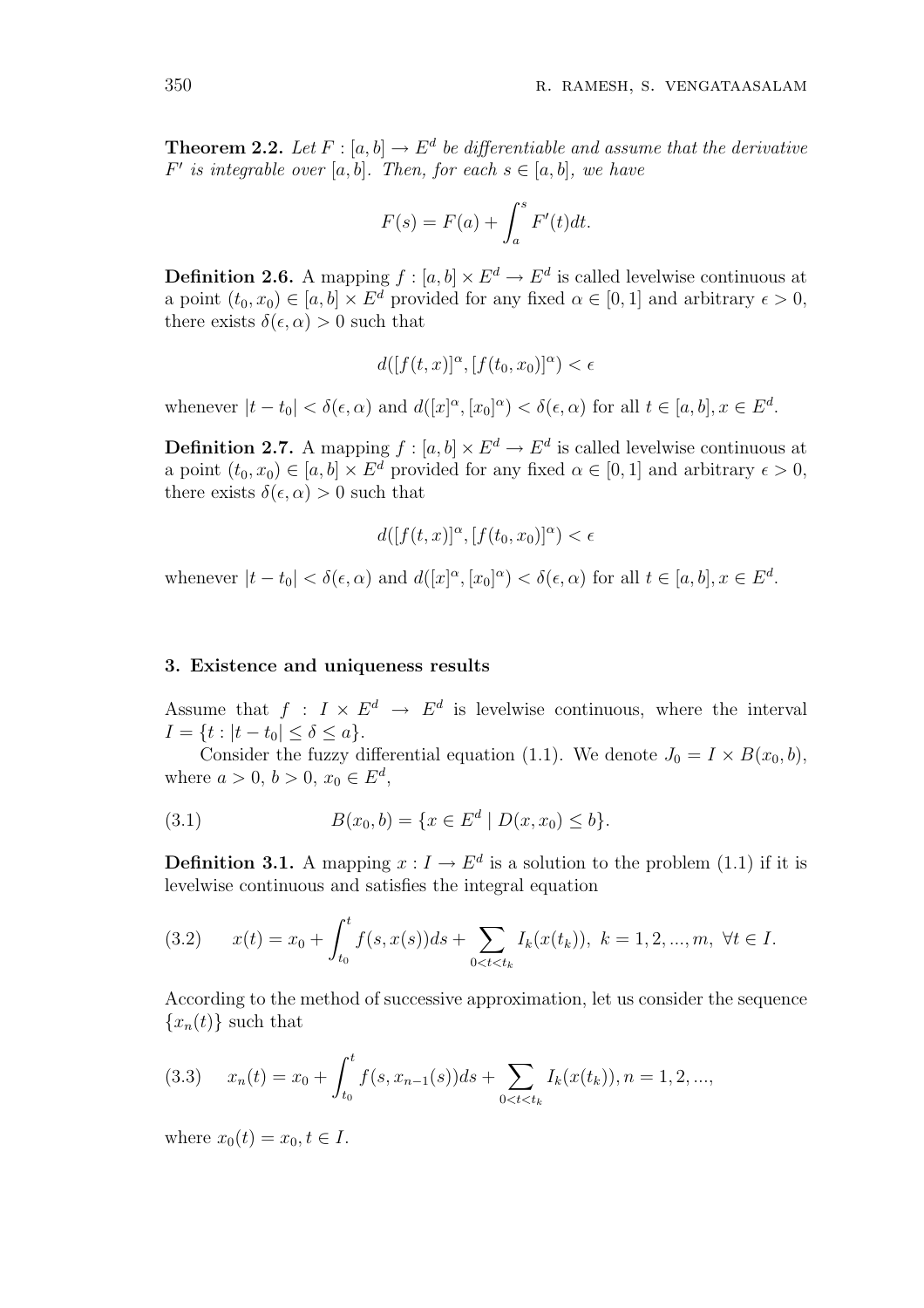**Theorem 2.2.** *Let $F : [a, b] \to E^d$ be differentiable and assume that the derivative $F'$ is integrable over $[a, b]$. Then, for each $s \in [a, b]$, we have*

$$F(s) = F(a) + \int_a^s F'(t)dt.$$

**Definition 2.6.** A mapping $f : [a, b] \times E^d \to E^d$ is called levelwise continuous at a point $(t_0, x_0) \in [a, b] \times E^d$ provided for any fixed $\alpha \in [0, 1]$ and arbitrary $\epsilon > 0$, there exists $\delta(\epsilon, \alpha) > 0$ such that

$$d([f(t, x)]^\alpha, [f(t_0, x_0)]^\alpha) < \epsilon$$

whenever $|t - t_0| < \delta(\epsilon, \alpha)$ and $d([x]^\alpha, [x_0]^\alpha) < \delta(\epsilon, \alpha)$ for all $t \in [a, b], x \in E^d$.

**Definition 2.7.** A mapping $f : [a, b] \times E^d \to E^d$ is called levelwise continuous at a point $(t_0, x_0) \in [a, b] \times E^d$ provided for any fixed $\alpha \in [0, 1]$ and arbitrary $\epsilon > 0$, there exists $\delta(\epsilon, \alpha) > 0$ such that

$$d([f(t, x)]^\alpha, [f(t_0, x_0)]^\alpha) < \epsilon$$

whenever $|t - t_0| < \delta(\epsilon, \alpha)$ and $d([x]^\alpha, [x_0]^\alpha) < \delta(\epsilon, \alpha)$ for all $t \in [a, b], x \in E^d$.

### 3. Existence and uniqueness results

Assume that $f : I \times E^d \to E^d$ is levelwise continuous, where the interval $I = \{t : |t - t_0| \leq \delta \leq a\}$.

Consider the fuzzy differential equation (1.1). We denote $J_0 = I \times B(x_0, b)$, where $a > 0$, $b > 0$, $x_0 \in E^d$,

$$B(x_0, b) = \{x \in E^d \mid D(x, x_0) \leq b\}. \tag{3.1}$$

**Definition 3.1.** A mapping $x : I \to E^d$ is a solution to the problem (1.1) if it is levelwise continuous and satisfies the integral equation

$$x(t) = x_0 + \int_{t_0}^t f(s, x(s))ds + \sum_{0<t<t_k} I_k(x(t_k)), \; k = 1, 2, ..., m, \; \forall t \in I. \tag{3.2}$$

According to the method of successive approximation, let us consider the sequence $\{x_n(t)\}$ such that

$$x_n(t) = x_0 + \int_{t_0}^t f(s, x_{n-1}(s))ds + \sum_{0<t<t_k} I_k(x(t_k)), n = 1, 2, ..., \tag{3.3}$$

where $x_0(t) = x_0, t \in I$.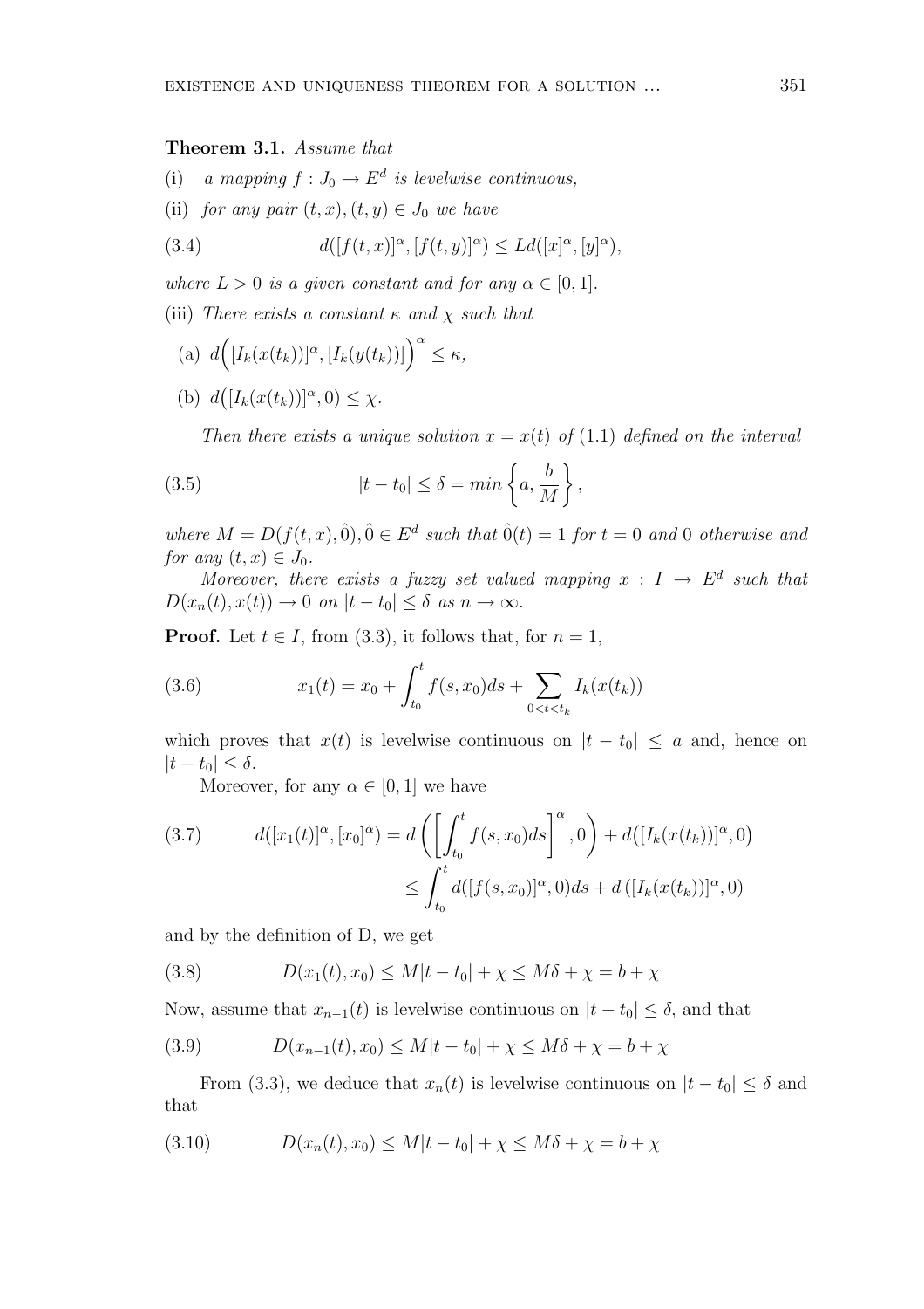**Theorem 3.1.** *Assume that*

(i) *a mapping $f : J_0 \to E^d$ is levelwise continuous,*

(ii) *for any pair $(t,x), (t,y) \in J_0$ we have*

$$d([f(t,x)]^\alpha, [f(t,y)]^\alpha) \le Ld([x]^\alpha, [y]^\alpha), \tag{3.4}$$

*where $L > 0$ is a given constant and for any $\alpha \in [0,1]$.*

(iii) *There exists a constant $\kappa$ and $\chi$ such that*

(a) $d\Big([I_k(x(t_k))]^\alpha, [I_k(y(t_k))]\Big)^\alpha \le \kappa,$

(b) $d\big([I_k(x(t_k))]^\alpha, 0) \le \chi.$

*Then there exists a unique solution $x = x(t)$ of (1.1) defined on the interval*

$$|t - t_0| \le \delta = min\left\{a, \frac{b}{M}\right\}, \tag{3.5}$$

*where $M = D(f(t,x), \hat{0}), \hat{0} \in E^d$ such that $\hat{0}(t) = 1$ for $t = 0$ and $0$ otherwise and for any $(t,x) \in J_0$.*

*Moreover, there exists a fuzzy set valued mapping $x : I \to E^d$ such that $D(x_n(t), x(t)) \to 0$ on $|t - t_0| \le \delta$ as $n \to \infty$.*

**Proof.** Let $t \in I$, from (3.3), it follows that, for $n = 1$,

$$x_1(t) = x_0 + \int_{t_0}^{t} f(s, x_0)ds + \sum_{0<t<t_k} I_k(x(t_k)) \tag{3.6}$$

which proves that $x(t)$ is levelwise continuous on $|t - t_0| \le a$ and, hence on $|t - t_0| \le \delta$.

Moreover, for any $\alpha \in [0,1]$ we have

$$\begin{aligned} d([x_1(t)]^\alpha, [x_0]^\alpha) &= d\left(\left[\int_{t_0}^{t} f(s, x_0)ds\right]^\alpha, 0\right) + d\big([I_k(x(t_k))]^\alpha, 0\big) \\ &\le \int_{t_0}^{t} d([f(s, x_0)]^\alpha, 0)ds + d\left([I_k(x(t_k))]^\alpha, 0\right) \end{aligned} \tag{3.7}$$

and by the definition of D, we get

$$D(x_1(t), x_0) \le M|t - t_0| + \chi \le M\delta + \chi = b + \chi \tag{3.8}$$

Now, assume that $x_{n-1}(t)$ is levelwise continuous on $|t - t_0| \le \delta$, and that

$$D(x_{n-1}(t), x_0) \le M|t - t_0| + \chi \le M\delta + \chi = b + \chi \tag{3.9}$$

From (3.3), we deduce that $x_n(t)$ is levelwise continuous on $|t - t_0| \le \delta$ and that

$$D(x_n(t), x_0) \le M|t - t_0| + \chi \le M\delta + \chi = b + \chi \tag{3.10}$$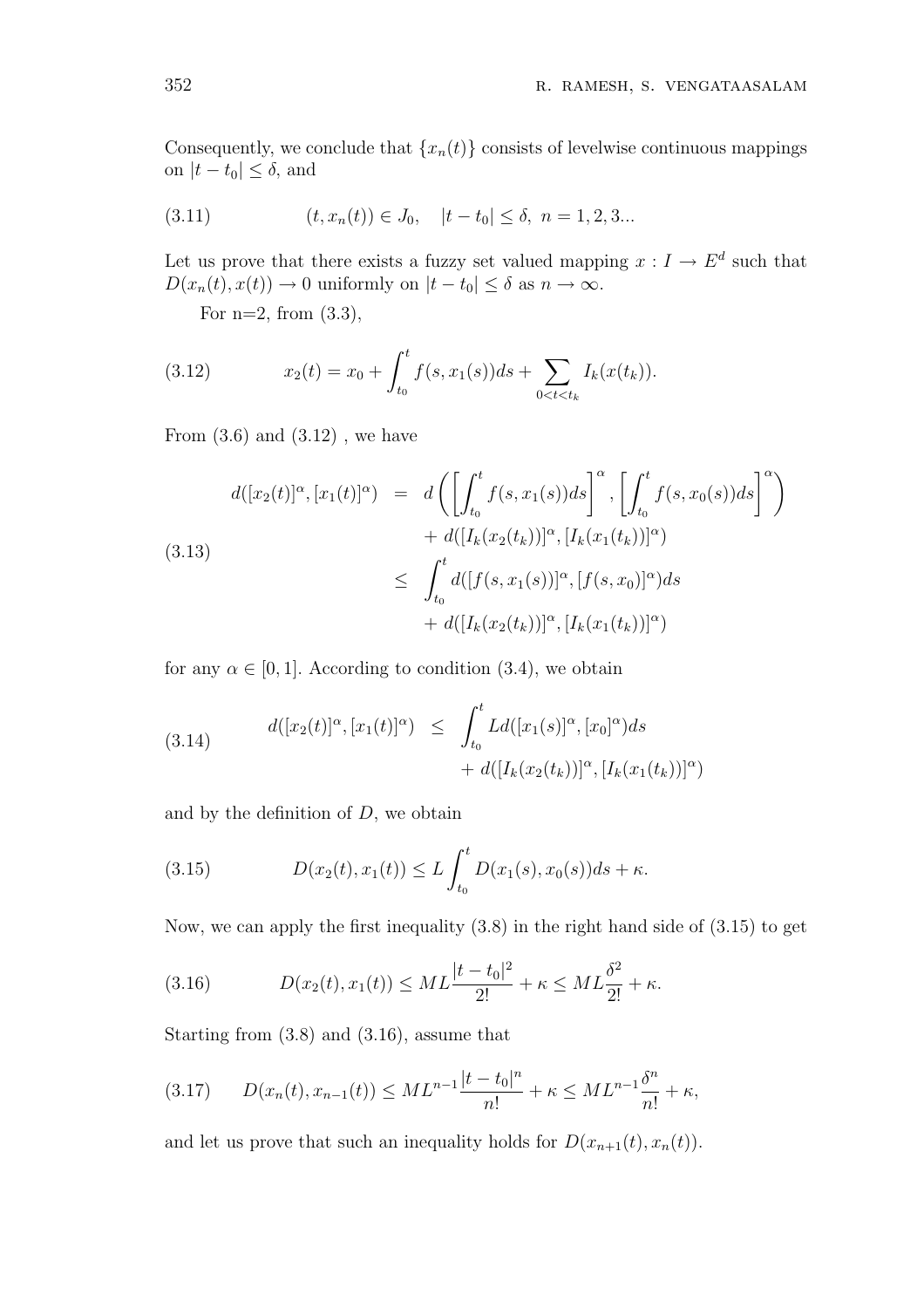Consequently, we conclude that $\{x_n(t)\}$ consists of levelwise continuous mappings on $|t - t_0| \leq \delta$, and

$$(t, x_n(t)) \in J_0, \quad |t - t_0| \leq \delta, \ n = 1, 2, 3... \tag{3.11}$$

Let us prove that there exists a fuzzy set valued mapping $x : I \to E^d$ such that $D(x_n(t), x(t)) \to 0$ uniformly on $|t - t_0| \leq \delta$ as $n \to \infty$.

For n=2, from (3.3),

$$x_2(t) = x_0 + \int_{t_0}^{t} f(s, x_1(s))ds + \sum_{0<t<t_k} I_k(x(t_k)). \tag{3.12}$$

From (3.6) and (3.12) , we have

$$\begin{aligned} d([x_2(t)]^\alpha, [x_1(t)]^\alpha) &= d\left(\left[\int_{t_0}^{t} f(s, x_1(s))ds\right]^\alpha, \left[\int_{t_0}^{t} f(s, x_0(s))ds\right]^\alpha\right) \\ &\quad + d([I_k(x_2(t_k))]^\alpha, [I_k(x_1(t_k))]^\alpha) \\ &\leq \int_{t_0}^{t} d([f(s, x_1(s))]^\alpha, [f(s, x_0)]^\alpha)ds \\ &\quad + d([I_k(x_2(t_k))]^\alpha, [I_k(x_1(t_k))]^\alpha) \end{aligned} \tag{3.13}$$

for any $\alpha \in [0, 1]$. According to condition (3.4), we obtain

$$\begin{aligned} d([x_2(t)]^\alpha, [x_1(t)]^\alpha) &\leq \int_{t_0}^{t} Ld([x_1(s)]^\alpha, [x_0]^\alpha)ds \\ &\quad + d([I_k(x_2(t_k))]^\alpha, [I_k(x_1(t_k))]^\alpha) \end{aligned} \tag{3.14}$$

and by the definition of $D$, we obtain

$$D(x_2(t), x_1(t)) \leq L \int_{t_0}^{t} D(x_1(s), x_0(s))ds + \kappa. \tag{3.15}$$

Now, we can apply the first inequality (3.8) in the right hand side of (3.15) to get

$$D(x_2(t), x_1(t)) \leq ML \frac{|t - t_0|^2}{2!} + \kappa \leq ML \frac{\delta^2}{2!} + \kappa. \tag{3.16}$$

Starting from (3.8) and (3.16), assume that

$$D(x_n(t), x_{n-1}(t)) \leq ML^{n-1} \frac{|t - t_0|^n}{n!} + \kappa \leq ML^{n-1} \frac{\delta^n}{n!} + \kappa, \tag{3.17}$$

and let us prove that such an inequality holds for $D(x_{n+1}(t), x_n(t))$.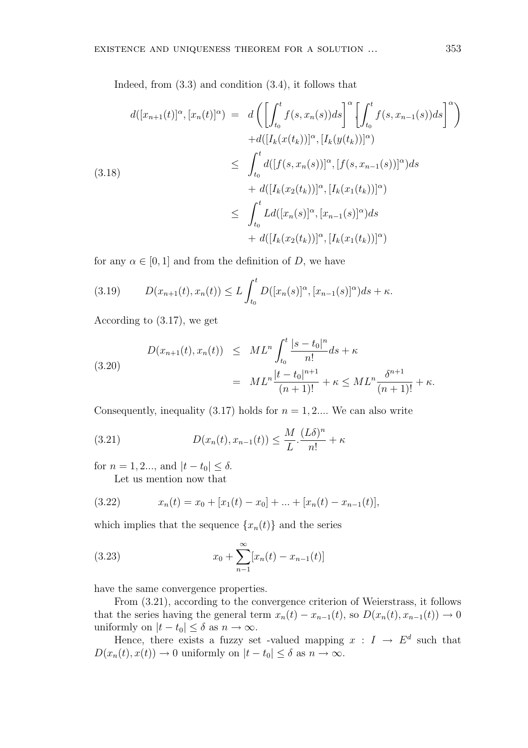Indeed, from (3.3) and condition (3.4), it follows that

$$
\begin{aligned}
d([x_{n+1}(t)]^\alpha, [x_n(t)]^\alpha) &= d\left(\left[\int_{t_0}^t f(s, x_n(s))ds\right]^\alpha, \left[\int_{t_0}^t f(s, x_{n-1}(s))ds\right]^\alpha\right) \\
&\quad + d([I_k(x(t_k))]^\alpha, [I_k(y(t_k))]^\alpha) \\
&\leq \int_{t_0}^t d([f(s, x_n(s))]^\alpha, [f(s, x_{n-1}(s))]^\alpha)ds \\
&\quad + d([I_k(x_2(t_k))]^\alpha, [I_k(x_1(t_k))]^\alpha) \\
&\leq \int_{t_0}^t L d([x_n(s)]^\alpha, [x_{n-1}(s)]^\alpha)ds \\
&\quad + d([I_k(x_2(t_k))]^\alpha, [I_k(x_1(t_k))]^\alpha)
\end{aligned} \tag{3.18}
$$

for any $\alpha \in [0, 1]$ and from the definition of $D$, we have

$$
D(x_{n+1}(t), x_n(t)) \leq L \int_{t_0}^t D([x_n(s)]^\alpha, [x_{n-1}(s)]^\alpha)ds + \kappa. \tag{3.19}
$$

According to (3.17), we get

$$
\begin{aligned}
D(x_{n+1}(t), x_n(t)) &\leq ML^n \int_{t_0}^t \frac{|s - t_0|^n}{n!}ds + \kappa \\
&= ML^n \frac{|t - t_0|^{n+1}}{(n + 1)!} + \kappa \leq ML^n \frac{\delta^{n+1}}{(n + 1)!} + \kappa.
\end{aligned} \tag{3.20}
$$

Consequently, inequality (3.17) holds for $n = 1, 2....$ We can also write

$$
D(x_n(t), x_{n-1}(t)) \leq \frac{M}{L}.\frac{(L\delta)^n}{n!} + \kappa \tag{3.21}
$$

for $n = 1, 2...$, and $|t - t_0| \leq \delta$.

Let us mention now that

$$
x_n(t) = x_0 + [x_1(t) - x_0] + ... + [x_n(t) - x_{n-1}(t)], \tag{3.22}
$$

which implies that the sequence $\{x_n(t)\}$ and the series

$$
x_0 + \sum_{n-1}^{\infty} [x_n(t) - x_{n-1}(t)] \tag{3.23}
$$

have the same convergence properties.

From (3.21), according to the convergence criterion of Weierstrass, it follows that the series having the general term $x_n(t) - x_{n-1}(t)$, so $D(x_n(t), x_{n-1}(t)) \to 0$ uniformly on $|t - t_0| \leq \delta$ as $n \to \infty$.

Hence, there exists a fuzzy set -valued mapping $x : I \to E^d$ such that $D(x_n(t), x(t)) \to 0$ uniformly on $|t - t_0| \leq \delta$ as $n \to \infty$.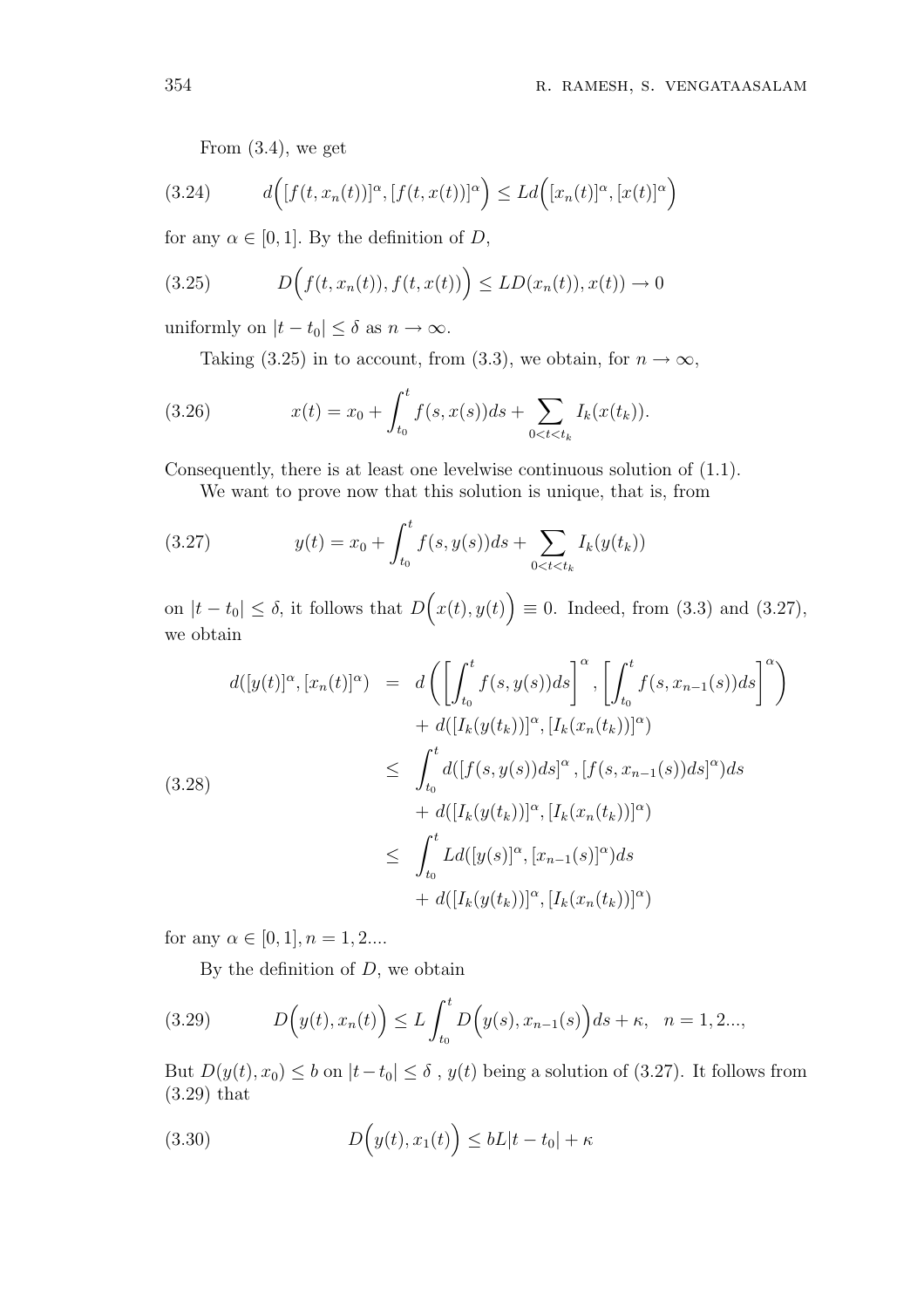From (3.4), we get

$$d\Big([f(t,x_n(t))]^\alpha,[f(t,x(t))]^\alpha\Big)\le Ld\Big([x_n(t)]^\alpha,[x(t)]^\alpha\Big) \tag{3.24}$$

for any $\alpha\in[0,1]$. By the definition of $D$,

$$D\Big(f(t,x_n(t)),f(t,x(t))\Big)\le LD(x_n(t)),x(t))\to 0 \tag{3.25}$$

uniformly on $|t-t_0|\le\delta$ as $n\to\infty$.

Taking (3.25) in to account, from (3.3), we obtain, for $n\to\infty$,

$$x(t)=x_0+\int_{t_0}^t f(s,x(s))ds+\sum_{0<t<t_k}I_k(x(t_k)). \tag{3.26}$$

Consequently, there is at least one levelwise continuous solution of (1.1).

We want to prove now that this solution is unique, that is, from

$$y(t)=x_0+\int_{t_0}^t f(s,y(s))ds+\sum_{0<t<t_k}I_k(y(t_k)) \tag{3.27}$$

on $|t-t_0|\le\delta$, it follows that $D\Big(x(t),y(t)\Big)\equiv 0$. Indeed, from (3.3) and (3.27), we obtain

$$\begin{aligned}
d([y(t)]^\alpha,[x_n(t)]^\alpha) &= d\bigg(\bigg[\int_{t_0}^t f(s,y(s))ds\bigg]^\alpha,\bigg[\int_{t_0}^t f(s,x_{n-1}(s))ds\bigg]^\alpha\bigg)\\
&\quad+d([I_k(y(t_k))]^\alpha,[I_k(x_n(t_k))]^\alpha)\\
&\le \int_{t_0}^t d([f(s,y(s))ds]^\alpha,[f(s,x_{n-1}(s))ds]^\alpha)ds\\
&\quad+d([I_k(y(t_k))]^\alpha,[I_k(x_n(t_k))]^\alpha)\\
&\le \int_{t_0}^t Ld([y(s)]^\alpha,[x_{n-1}(s)]^\alpha)ds\\
&\quad+d([I_k(y(t_k))]^\alpha,[I_k(x_n(t_k))]^\alpha)
\end{aligned} \tag{3.28}$$

for any $\alpha\in[0,1], n=1,2....$

By the definition of $D$, we obtain

$$D\Big(y(t),x_n(t)\Big)\le L\int_{t_0}^t D\Big(y(s),x_{n-1}(s)\Big)ds+\kappa,\quad n=1,2..., \tag{3.29}$$

But $D(y(t),x_0)\le b$ on $|t-t_0|\le\delta$ , $y(t)$ being a solution of (3.27). It follows from (3.29) that

$$D\Big(y(t),x_1(t)\Big)\le bL|t-t_0|+\kappa \tag{3.30}$$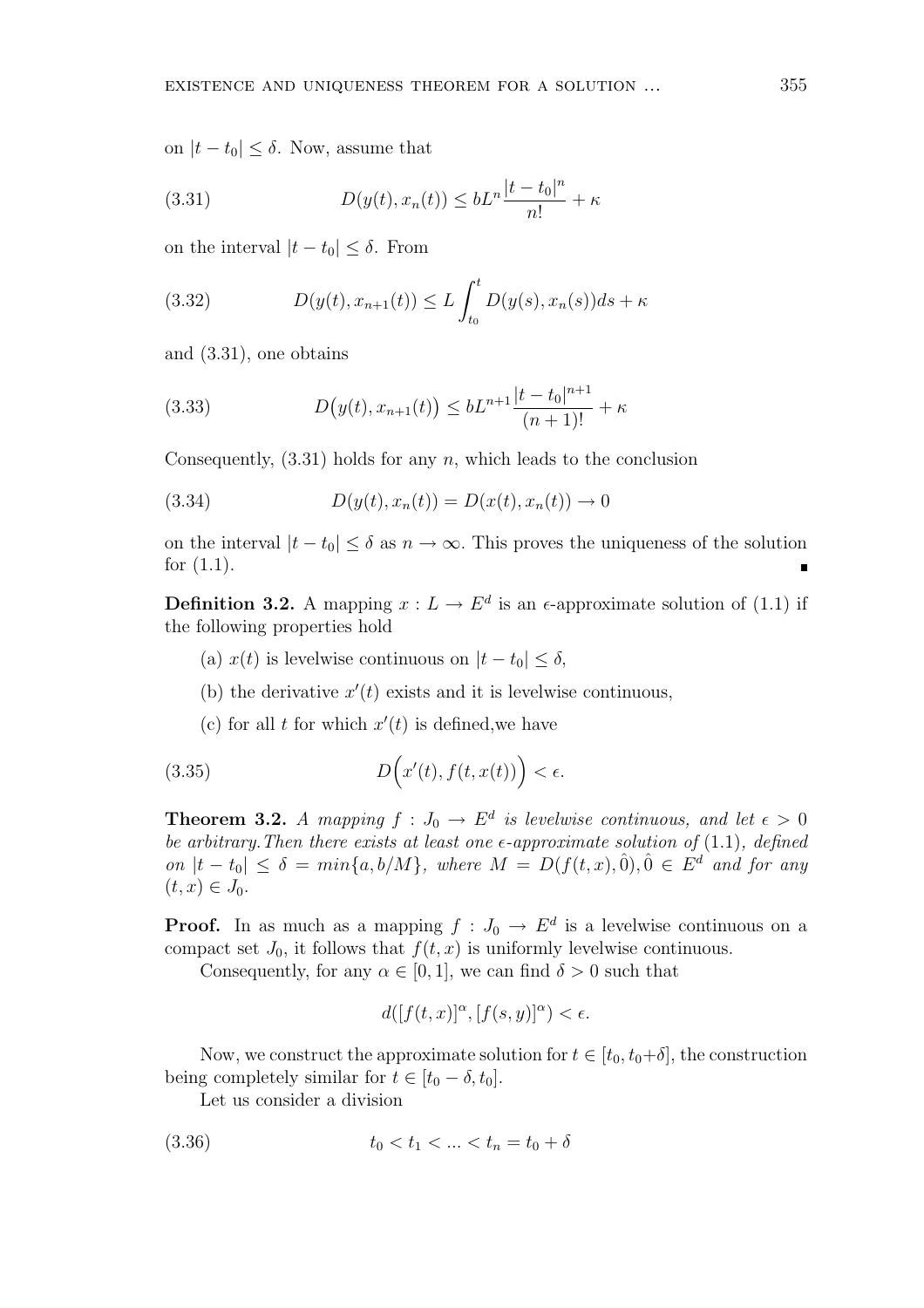on $|t - t_0| \leq \delta$. Now, assume that

$$D(y(t), x_n(t)) \leq bL^n \frac{|t - t_0|^n}{n!} + \kappa \tag{3.31}$$

on the interval $|t - t_0| \leq \delta$. From

$$D(y(t), x_{n+1}(t)) \leq L \int_{t_0}^{t} D(y(s), x_n(s)) ds + \kappa \tag{3.32}$$

and (3.31), one obtains

$$D\big(y(t), x_{n+1}(t)\big) \leq bL^{n+1} \frac{|t - t_0|^{n+1}}{(n+1)!} + \kappa \tag{3.33}$$

Consequently, (3.31) holds for any $n$, which leads to the conclusion

$$D(y(t), x_n(t)) = D(x(t), x_n(t)) \to 0 \tag{3.34}$$

on the interval $|t - t_0| \leq \delta$ as $n \to \infty$. This proves the uniqueness of the solution for (1.1). ∎

**Definition 3.2.** A mapping $x : L \to E^d$ is an $\epsilon$-approximate solution of (1.1) if the following properties hold

(a) $x(t)$ is levelwise continuous on $|t - t_0| \leq \delta$,

(b) the derivative $x'(t)$ exists and it is levelwise continuous,

(c) for all $t$ for which $x'(t)$ is defined,we have

$$D\Big(x'(t), f(t, x(t))\Big) < \epsilon. \tag{3.35}$$

**Theorem 3.2.** *A mapping $f : J_0 \to E^d$ is levelwise continuous, and let $\epsilon > 0$ be arbitrary.Then there exists at least one $\epsilon$-approximate solution of* (1.1)*, defined on $|t - t_0| \leq \delta = min\{a, b/M\}$, where $M = D(f(t, x), \hat{0}), \hat{0} \in E^d$ and for any $(t, x) \in J_0$.*

**Proof.** In as much as a mapping $f : J_0 \to E^d$ is a levelwise continuous on a compact set $J_0$, it follows that $f(t, x)$ is uniformly levelwise continuous.

Consequently, for any $\alpha \in [0, 1]$, we can find $\delta > 0$ such that

$$d([f(t, x)]^\alpha, [f(s, y)]^\alpha) < \epsilon.$$

Now, we construct the approximate solution for $t \in [t_0, t_0+\delta]$, the construction being completely similar for $t \in [t_0 - \delta, t_0]$.

Let us consider a division

$$t_0 < t_1 < ... < t_n = t_0 + \delta \tag{3.36}$$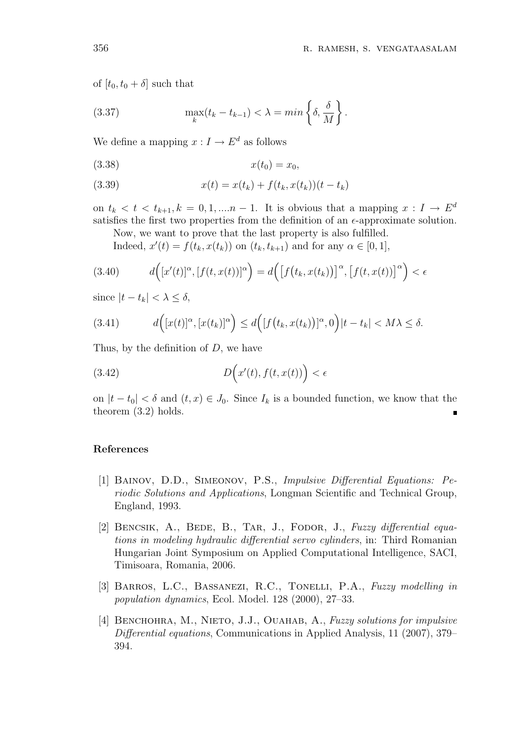of $[t_0, t_0 + \delta]$ such that

$$\max_k (t_k - t_{k-1}) < \lambda = min\left\{\delta, \frac{\delta}{M}\right\}. \tag{3.37}$$

We define a mapping $x : I \to E^d$ as follows

$$x(t_0) = x_0, \tag{3.38}$$

$$x(t) = x(t_k) + f(t_k, x(t_k))(t - t_k) \tag{3.39}$$

on $t_k < t < t_{k+1}, k = 0, 1, ....n - 1$. It is obvious that a mapping $x : I \to E^d$ satisfies the first two properties from the definition of an $\epsilon$-approximate solution.

Now, we want to prove that the last property is also fulfilled.

Indeed, $x'(t) = f(t_k, x(t_k))$ on $(t_k, t_{k+1})$ and for any $\alpha \in [0, 1]$,

$$d\Big([x'(t)]^\alpha, [f(t, x(t))]^\alpha\Big) = d\Big(\big[f\big(t_k, x(t_k)\big)\big]^\alpha, \big[f(t, x(t))\big]^\alpha\Big) < \epsilon \tag{3.40}$$

since $|t - t_k| < \lambda \leq \delta$,

$$d\Big([x(t)]^\alpha, [x(t_k)]^\alpha\Big) \leq d\Big([f\big(t_k, x(t_k)\big)]^\alpha, 0\Big)|t - t_k| < M\lambda \leq \delta. \tag{3.41}$$

Thus, by the definition of $D$, we have

$$D\Big(x'(t), f(t, x(t))\Big) < \epsilon \tag{3.42}$$

on $|t - t_0| < \delta$ and $(t, x) \in J_0$. Since $I_k$ is a bounded function, we know that the theorem (3.2) holds. ∎

## References

[1] Bainov, D.D., Simeonov, P.S., *Impulsive Differential Equations: Periodic Solutions and Applications*, Longman Scientific and Technical Group, England, 1993.

[2] Bencsik, A., Bede, B., Tar, J., Fodor, J., *Fuzzy differential equations in modeling hydraulic differential servo cylinders*, in: Third Romanian Hungarian Joint Symposium on Applied Computational Intelligence, SACI, Timisoara, Romania, 2006.

[3] Barros, L.C., Bassanezi, R.C., Tonelli, P.A., *Fuzzy modelling in population dynamics*, Ecol. Model. 128 (2000), 27–33.

[4] Benchohra, M., Nieto, J.J., Ouahab, A., *Fuzzy solutions for impulsive Differential equations*, Communications in Applied Analysis, 11 (2007), 379–394.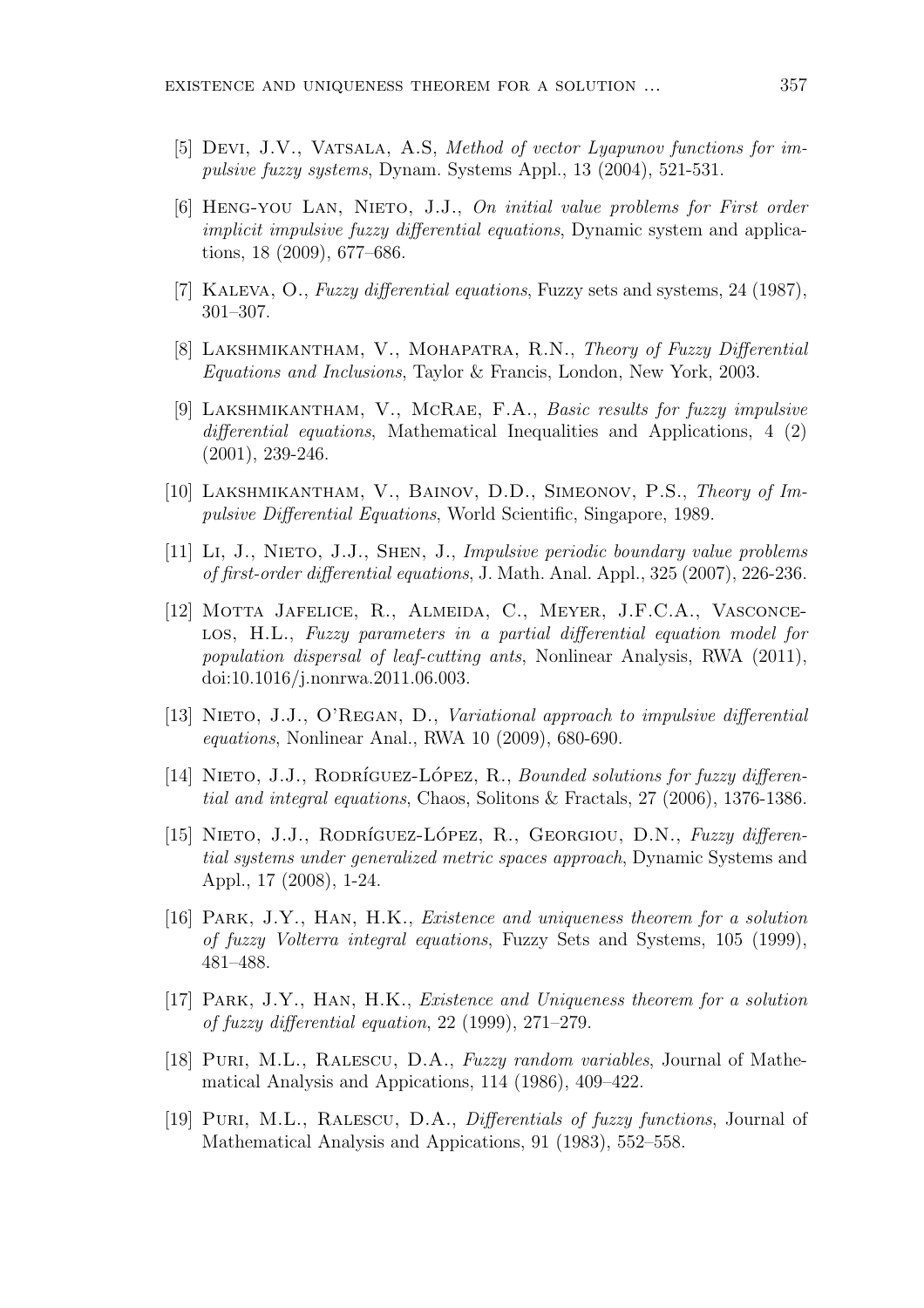[5] Devi, J.V., Vatsala, A.S, *Method of vector Lyapunov functions for impulsive fuzzy systems*, Dynam. Systems Appl., 13 (2004), 521-531.

[6] Heng-you Lan, Nieto, J.J., *On initial value problems for First order implicit impulsive fuzzy differential equations*, Dynamic system and applications, 18 (2009), 677–686.

[7] Kaleva, O., *Fuzzy differential equations*, Fuzzy sets and systems, 24 (1987), 301–307.

[8] Lakshmikantham, V., Mohapatra, R.N., *Theory of Fuzzy Differential Equations and Inclusions*, Taylor & Francis, London, New York, 2003.

[9] Lakshmikantham, V., McRae, F.A., *Basic results for fuzzy impulsive differential equations*, Mathematical Inequalities and Applications, 4 (2) (2001), 239-246.

[10] Lakshmikantham, V., Bainov, D.D., Simeonov, P.S., *Theory of Impulsive Differential Equations*, World Scientific, Singapore, 1989.

[11] Li, J., Nieto, J.J., Shen, J., *Impulsive periodic boundary value problems of first-order differential equations*, J. Math. Anal. Appl., 325 (2007), 226-236.

[12] Motta Jafelice, R., Almeida, C., Meyer, J.F.C.A., Vasconcelos, H.L., *Fuzzy parameters in a partial differential equation model for population dispersal of leaf-cutting ants*, Nonlinear Analysis, RWA (2011), doi:10.1016/j.nonrwa.2011.06.003.

[13] Nieto, J.J., O'Regan, D., *Variational approach to impulsive differential equations*, Nonlinear Anal., RWA 10 (2009), 680-690.

[14] Nieto, J.J., Rodríguez-López, R., *Bounded solutions for fuzzy differential and integral equations*, Chaos, Solitons & Fractals, 27 (2006), 1376-1386.

[15] Nieto, J.J., Rodríguez-López, R., Georgiou, D.N., *Fuzzy differential systems under generalized metric spaces approach*, Dynamic Systems and Appl., 17 (2008), 1-24.

[16] Park, J.Y., Han, H.K., *Existence and uniqueness theorem for a solution of fuzzy Volterra integral equations*, Fuzzy Sets and Systems, 105 (1999), 481–488.

[17] Park, J.Y., Han, H.K., *Existence and Uniqueness theorem for a solution of fuzzy differential equation*, 22 (1999), 271–279.

[18] Puri, M.L., Ralescu, D.A., *Fuzzy random variables*, Journal of Mathematical Analysis and Appications, 114 (1986), 409–422.

[19] Puri, M.L., Ralescu, D.A., *Differentials of fuzzy functions*, Journal of Mathematical Analysis and Appications, 91 (1983), 552–558.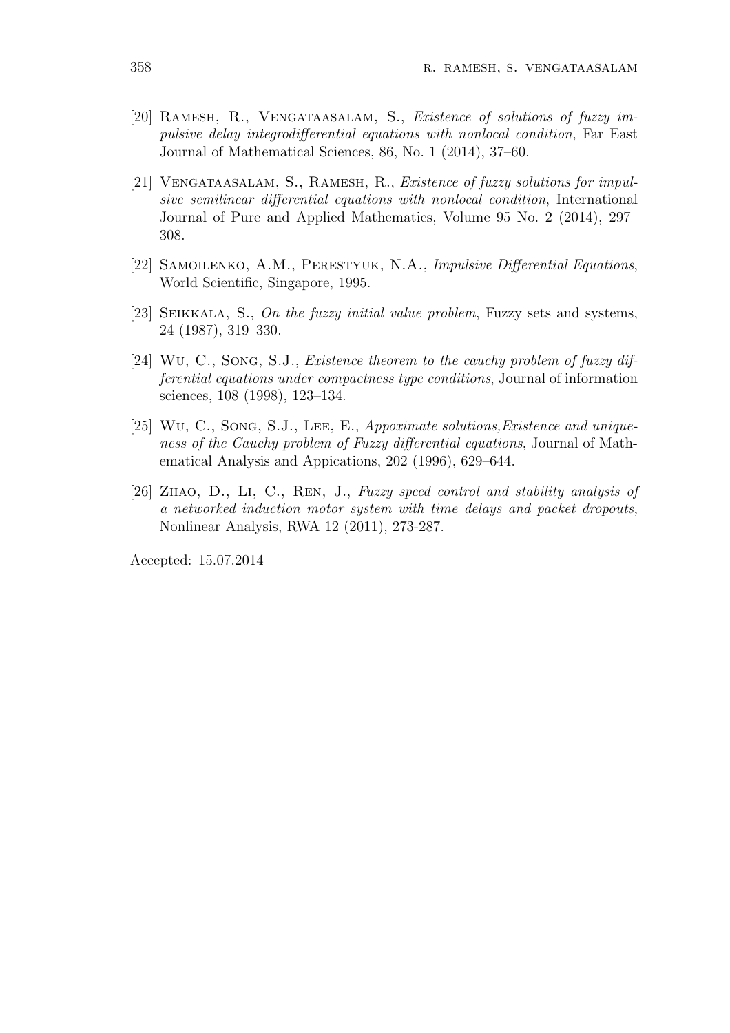[20] Ramesh, R., Vengataasalam, S., *Existence of solutions of fuzzy impulsive delay integrodifferential equations with nonlocal condition*, Far East Journal of Mathematical Sciences, 86, No. 1 (2014), 37–60.

[21] Vengataasalam, S., Ramesh, R., *Existence of fuzzy solutions for impulsive semilinear differential equations with nonlocal condition*, International Journal of Pure and Applied Mathematics, Volume 95 No. 2 (2014), 297–308.

[22] Samoilenko, A.M., Perestyuk, N.A., *Impulsive Differential Equations*, World Scientific, Singapore, 1995.

[23] Seikkala, S., *On the fuzzy initial value problem*, Fuzzy sets and systems, 24 (1987), 319–330.

[24] Wu, C., Song, S.J., *Existence theorem to the cauchy problem of fuzzy differential equations under compactness type conditions*, Journal of information sciences, 108 (1998), 123–134.

[25] Wu, C., Song, S.J., Lee, E., *Appoximate solutions,Existence and uniqueness of the Cauchy problem of Fuzzy differential equations*, Journal of Mathematical Analysis and Appications, 202 (1996), 629–644.

[26] Zhao, D., Li, C., Ren, J., *Fuzzy speed control and stability analysis of a networked induction motor system with time delays and packet dropouts*, Nonlinear Analysis, RWA 12 (2011), 273-287.

Accepted: 15.07.2014